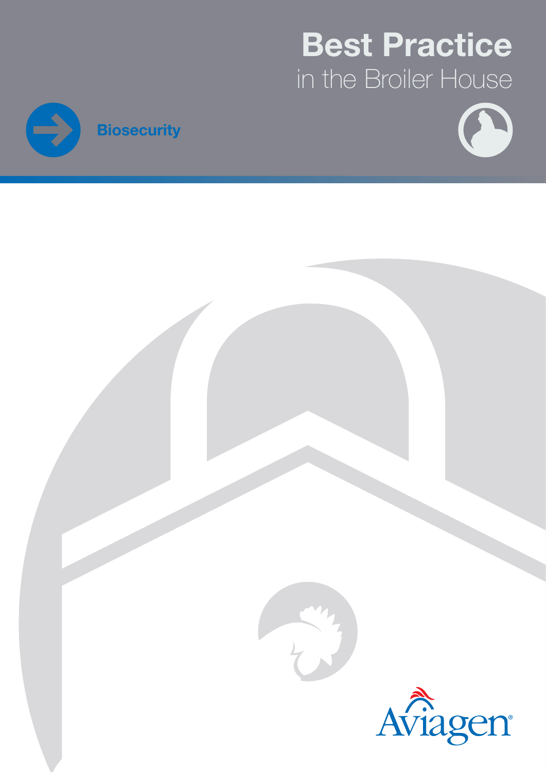# Best Practice
## in the Broiler House

**Biosecurity**

Aviagen®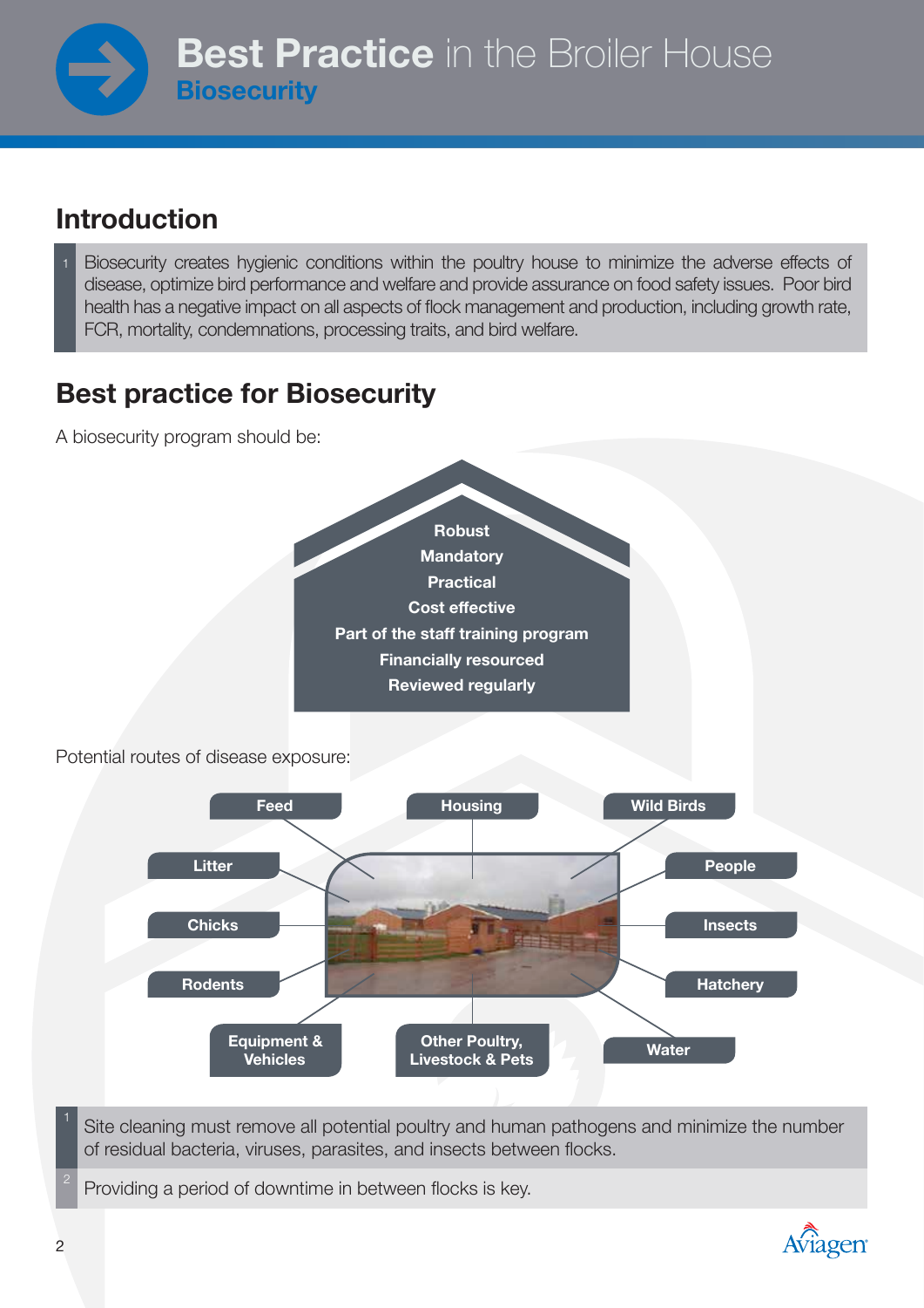# Best Practice in the Broiler House

## Biosecurity

## Introduction

1 Biosecurity creates hygienic conditions within the poultry house to minimize the adverse effects of disease, optimize bird performance and welfare and provide assurance on food safety issues. Poor bird health has a negative impact on all aspects of flock management and production, including growth rate, FCR, mortality, condemnations, processing traits, and bird welfare.

## Best practice for Biosecurity

A biosecurity program should be:

- Robust
- Mandatory
- Practical
- Cost effective
- Part of the staff training program
- Financially resourced
- Reviewed regularly

Potential routes of disease exposure:

- Feed
- Housing
- Wild Birds
- Litter
- People
- Chicks
- Insects
- Rodents
- Hatchery
- Equipment & Vehicles
- Other Poultry, Livestock & Pets
- Water

1 Site cleaning must remove all potential poultry and human pathogens and minimize the number of residual bacteria, viruses, parasites, and insects between flocks.

2 Providing a period of downtime in between flocks is key.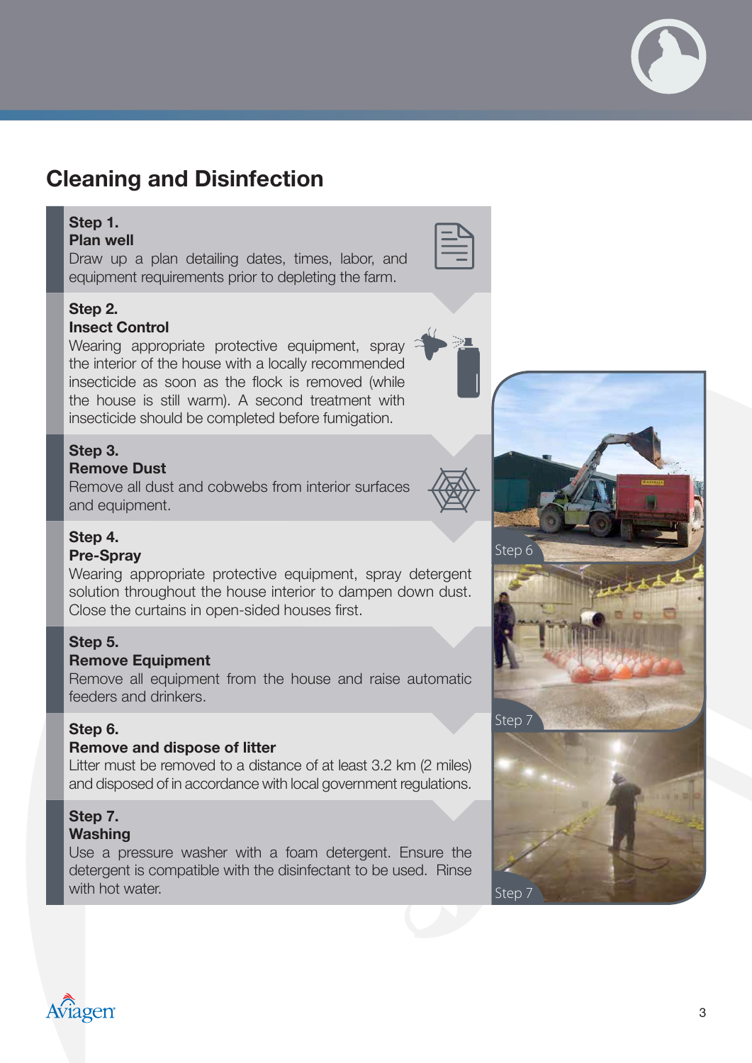# Cleaning and Disinfection

**Step 1.**
**Plan well**
Draw up a plan detailing dates, times, labor, and equipment requirements prior to depleting the farm.

**Step 2.**
**Insect Control**
Wearing appropriate protective equipment, spray the interior of the house with a locally recommended insecticide as soon as the flock is removed (while the house is still warm). A second treatment with insecticide should be completed before fumigation.

**Step 3.**
**Remove Dust**
Remove all dust and cobwebs from interior surfaces and equipment.

**Step 4.**
**Pre-Spray**
Wearing appropriate protective equipment, spray detergent solution throughout the house interior to dampen down dust. Close the curtains in open-sided houses first.

**Step 5.**
**Remove Equipment**
Remove all equipment from the house and raise automatic feeders and drinkers.

**Step 6.**
**Remove and dispose of litter**
Litter must be removed to a distance of at least 3.2 km (2 miles) and disposed of in accordance with local government regulations.

**Step 7.**
**Washing**
Use a pressure washer with a foam detergent. Ensure the detergent is compatible with the disinfectant to be used. Rinse with hot water.

Step 6

Step 7

Step 7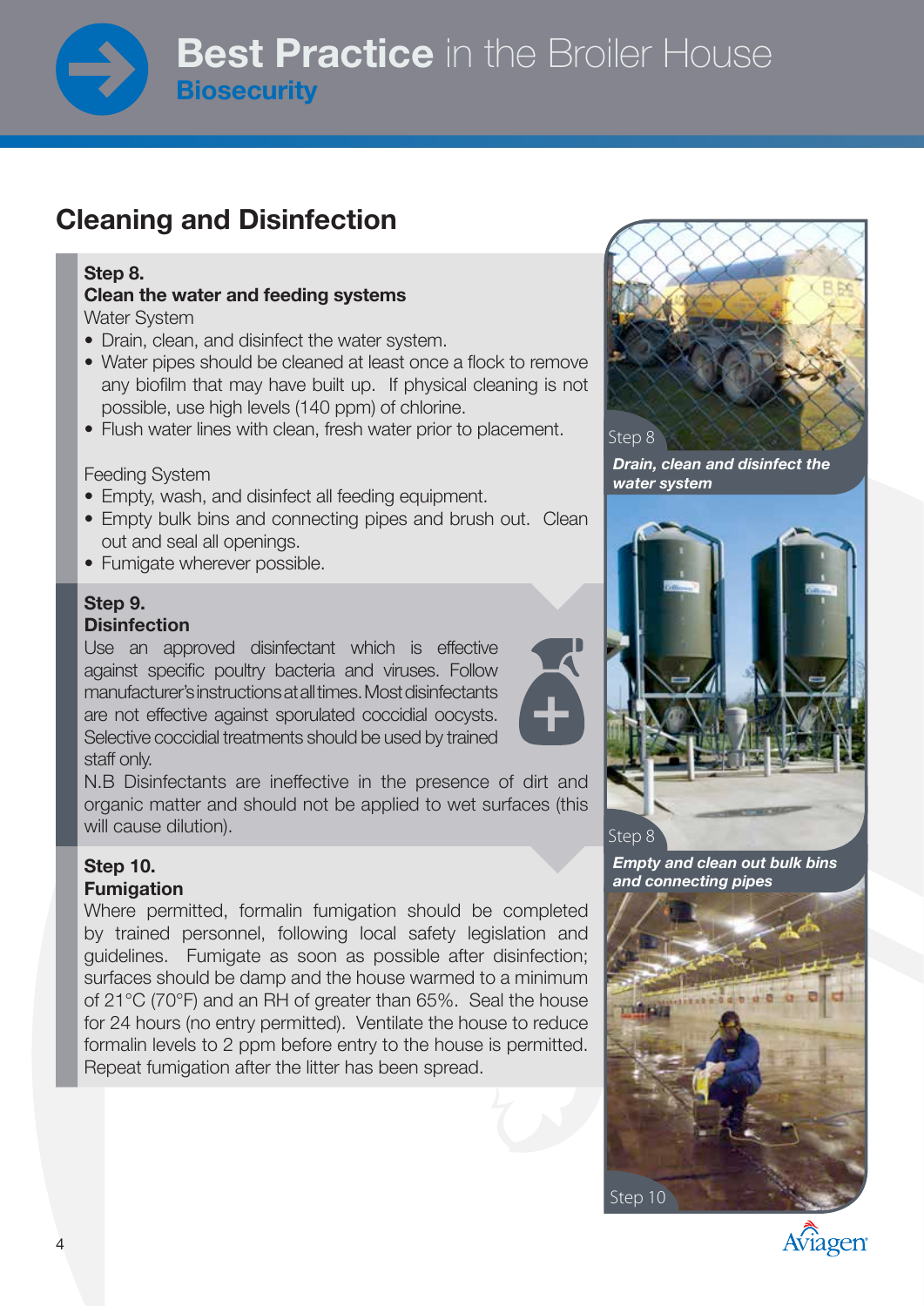## Cleaning and Disinfection

**Step 8.**
**Clean the water and feeding systems**

Water System

- Drain, clean, and disinfect the water system.
- Water pipes should be cleaned at least once a flock to remove any biofilm that may have built up. If physical cleaning is not possible, use high levels (140 ppm) of chlorine.
- Flush water lines with clean, fresh water prior to placement.

Feeding System

- Empty, wash, and disinfect all feeding equipment.
- Empty bulk bins and connecting pipes and brush out. Clean out and seal all openings.
- Fumigate wherever possible.

**Step 9.**
**Disinfection**

Use an approved disinfectant which is effective against specific poultry bacteria and viruses. Follow manufacturer's instructions at all times. Most disinfectants are not effective against sporulated coccidial oocysts. Selective coccidial treatments should be used by trained staff only.

N.B Disinfectants are ineffective in the presence of dirt and organic matter and should not be applied to wet surfaces (this will cause dilution).

**Step 10.**
**Fumigation**

Where permitted, formalin fumigation should be completed by trained personnel, following local safety legislation and guidelines. Fumigate as soon as possible after disinfection; surfaces should be damp and the house warmed to a minimum of 21°C (70°F) and an RH of greater than 65%. Seal the house for 24 hours (no entry permitted). Ventilate the house to reduce formalin levels to 2 ppm before entry to the house is permitted. Repeat fumigation after the litter has been spread.

Step 8

*Drain, clean and disinfect the water system*

Step 8

*Empty and clean out bulk bins and connecting pipes*

Step 10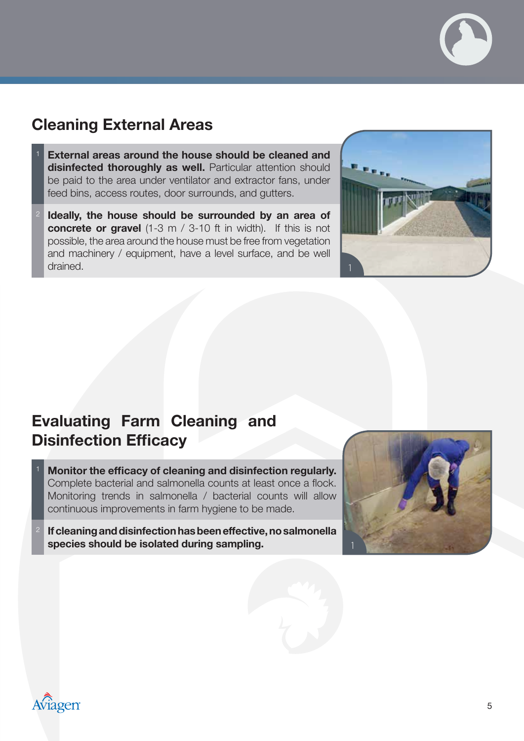## Cleaning External Areas

1. **External areas around the house should be cleaned and disinfected thoroughly as well.** Particular attention should be paid to the area under ventilator and extractor fans, under feed bins, access routes, door surrounds, and gutters.
2. **Ideally, the house should be surrounded by an area of concrete or gravel** (1-3 m / 3-10 ft in width). If this is not possible, the area around the house must be free from vegetation and machinery / equipment, have a level surface, and be well drained.

## Evaluating Farm Cleaning and Disinfection Efficacy

1. **Monitor the efficacy of cleaning and disinfection regularly.** Complete bacterial and salmonella counts at least once a flock. Monitoring trends in salmonella / bacterial counts will allow continuous improvements in farm hygiene to be made.
2. **If cleaning and disinfection has been effective, no salmonella species should be isolated during sampling.**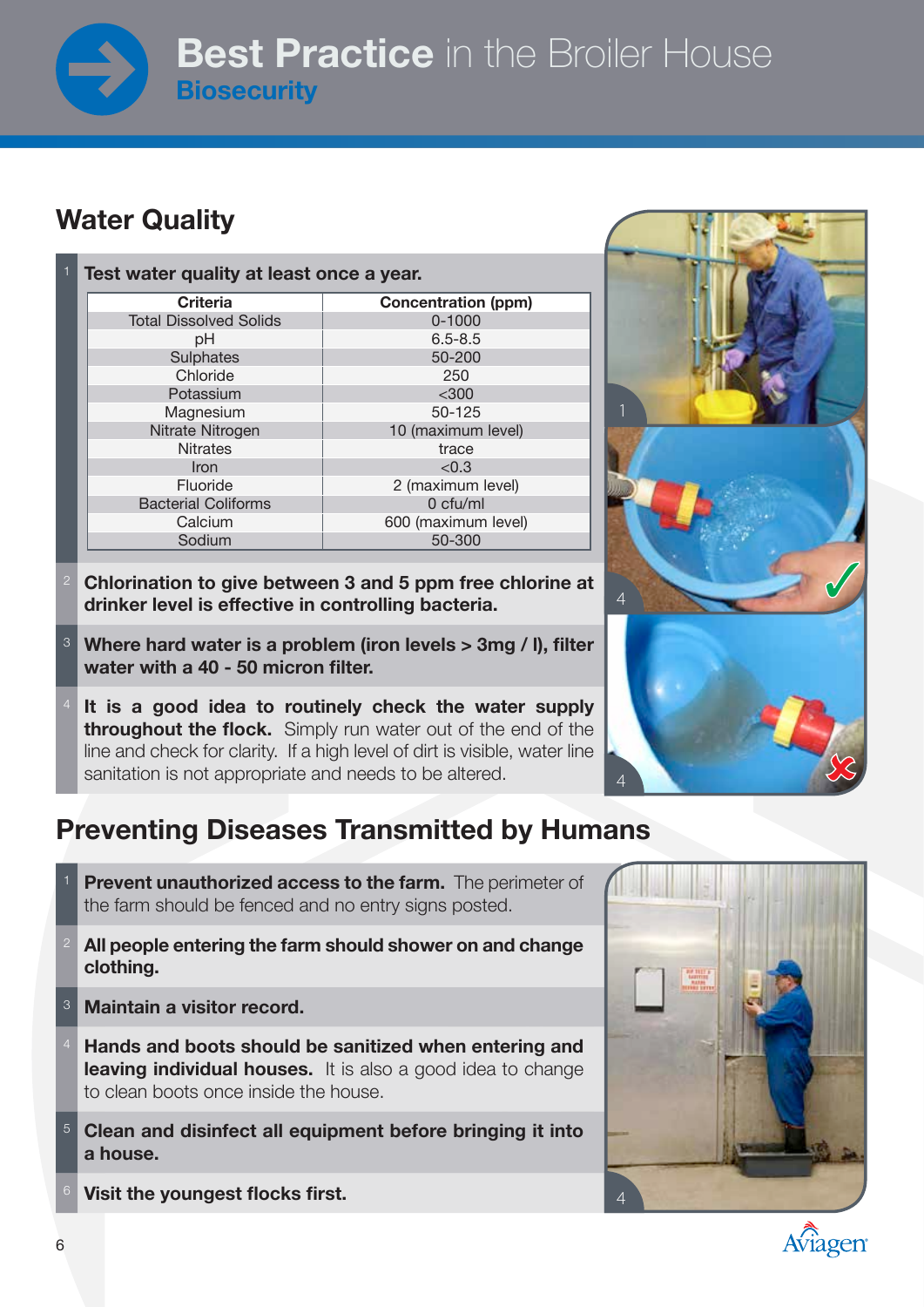Best Practice in the Broiler House

Biosecurity

## Water Quality

1. **Test water quality at least once a year.**

| Criteria | Concentration (ppm) |
|---|---|
| Total Dissolved Solids | 0-1000 |
| pH | 6.5-8.5 |
| Sulphates | 50-200 |
| Chloride | 250 |
| Potassium | <300 |
| Magnesium | 50-125 |
| Nitrate Nitrogen | 10 (maximum level) |
| Nitrates | trace |
| Iron | <0.3 |
| Fluoride | 2 (maximum level) |
| Bacterial Coliforms | 0 cfu/ml |
| Calcium | 600 (maximum level) |
| Sodium | 50-300 |

2. **Chlorination to give between 3 and 5 ppm free chlorine at drinker level is effective in controlling bacteria.**

3. **Where hard water is a problem (iron levels > 3mg / l), filter water with a 40 - 50 micron filter.**

4. **It is a good idea to routinely check the water supply throughout the flock.** Simply run water out of the end of the line and check for clarity. If a high level of dirt is visible, water line sanitation is not appropriate and needs to be altered.

## Preventing Diseases Transmitted by Humans

1. **Prevent unauthorized access to the farm.** The perimeter of the farm should be fenced and no entry signs posted.

2. **All people entering the farm should shower on and change clothing.**

3. **Maintain a visitor record.**

4. **Hands and boots should be sanitized when entering and leaving individual houses.** It is also a good idea to change to clean boots once inside the house.

5. **Clean and disinfect all equipment before bringing it into a house.**

6. **Visit the youngest flocks first.**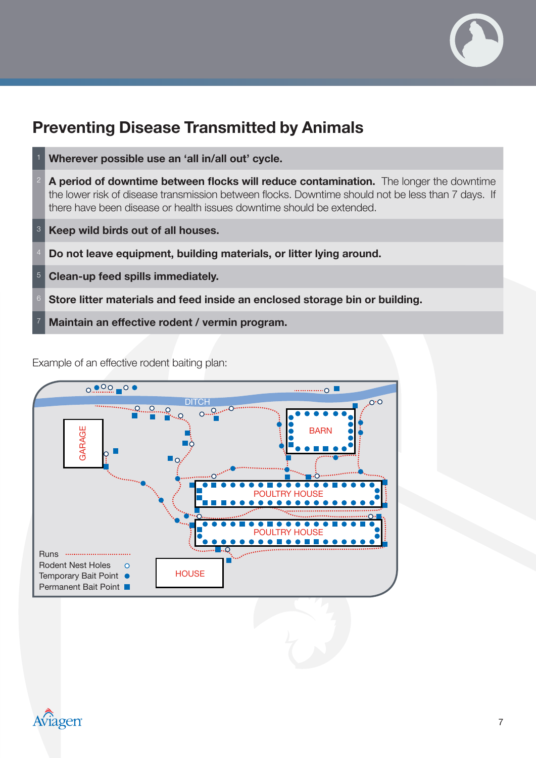## Preventing Disease Transmitted by Animals

1. **Wherever possible use an ‘all in/all out’ cycle.**
2. **A period of downtime between flocks will reduce contamination.** The longer the downtime the lower risk of disease transmission between flocks. Downtime should not be less than 7 days. If there have been disease or health issues downtime should be extended.
3. **Keep wild birds out of all houses.**
4. **Do not leave equipment, building materials, or litter lying around.**
5. **Clean-up feed spills immediately.**
6. **Store litter materials and feed inside an enclosed storage bin or building.**
7. **Maintain an effective rodent / vermin program.**

Example of an effective rodent baiting plan:

DITCH

GARAGE

BARN

POULTRY HOUSE

POULTRY HOUSE

HOUSE

Runs

Rodent Nest Holes

Temporary Bait Point

Permanent Bait Point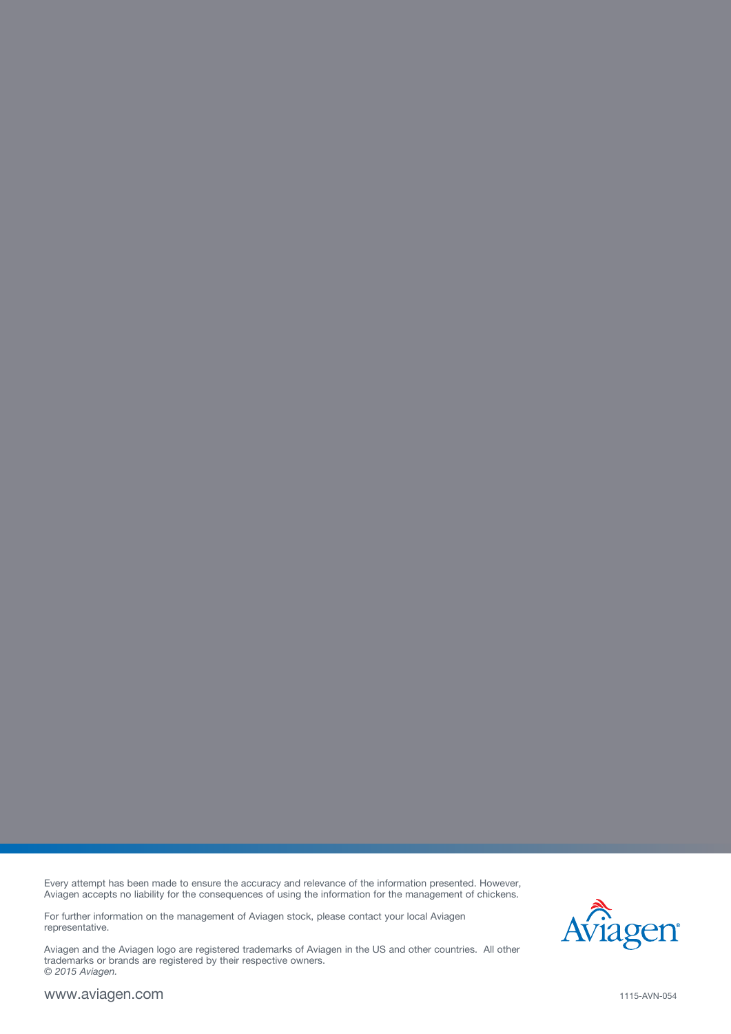Every attempt has been made to ensure the accuracy and relevance of the information presented. However, Aviagen accepts no liability for the consequences of using the information for the management of chickens.

For further information on the management of Aviagen stock, please contact your local Aviagen representative.

Aviagen and the Aviagen logo are registered trademarks of Aviagen in the US and other countries. All other trademarks or brands are registered by their respective owners.
*© 2015 Aviagen.*

www.aviagen.com

1115-AVN-054